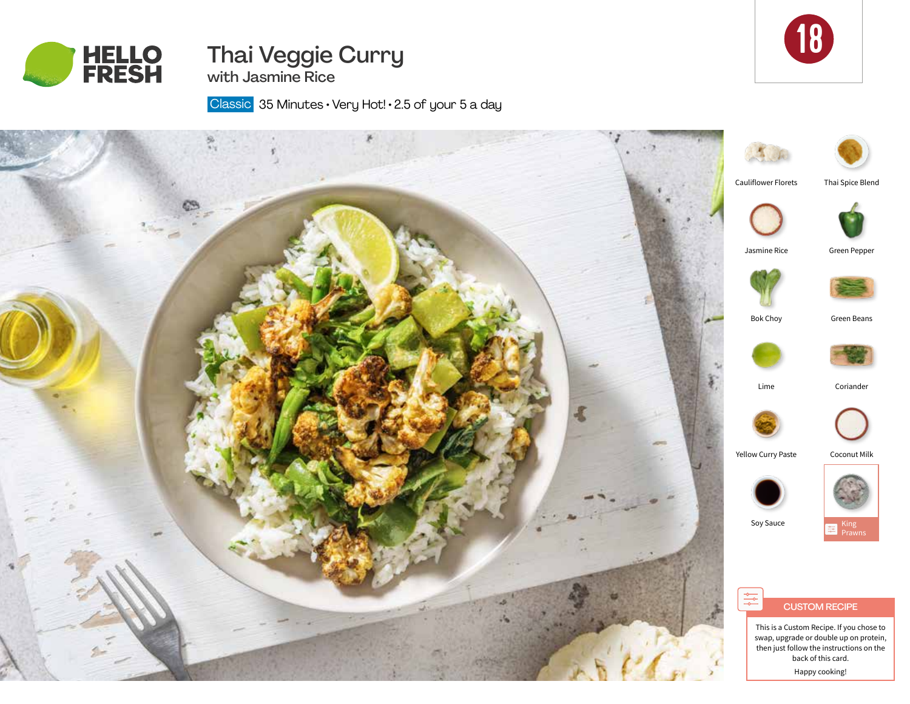HELLO FRESH

# Thai Veggie Curry

## with Jasmine Rice

Classic 35 Minutes • Very Hot! • 2.5 of your 5 a day

18

- Cauliflower Florets
- Thai Spice Blend
- Jasmine Rice
- Green Pepper
- Bok Choy
- Green Beans
- Lime
- Coriander
- Yellow Curry Paste
- Coconut Milk
- Soy Sauce
- King Prawns

### CUSTOM RECIPE

This is a Custom Recipe. If you chose to swap, upgrade or double up on protein, then just follow the instructions on the back of this card.

Happy cooking!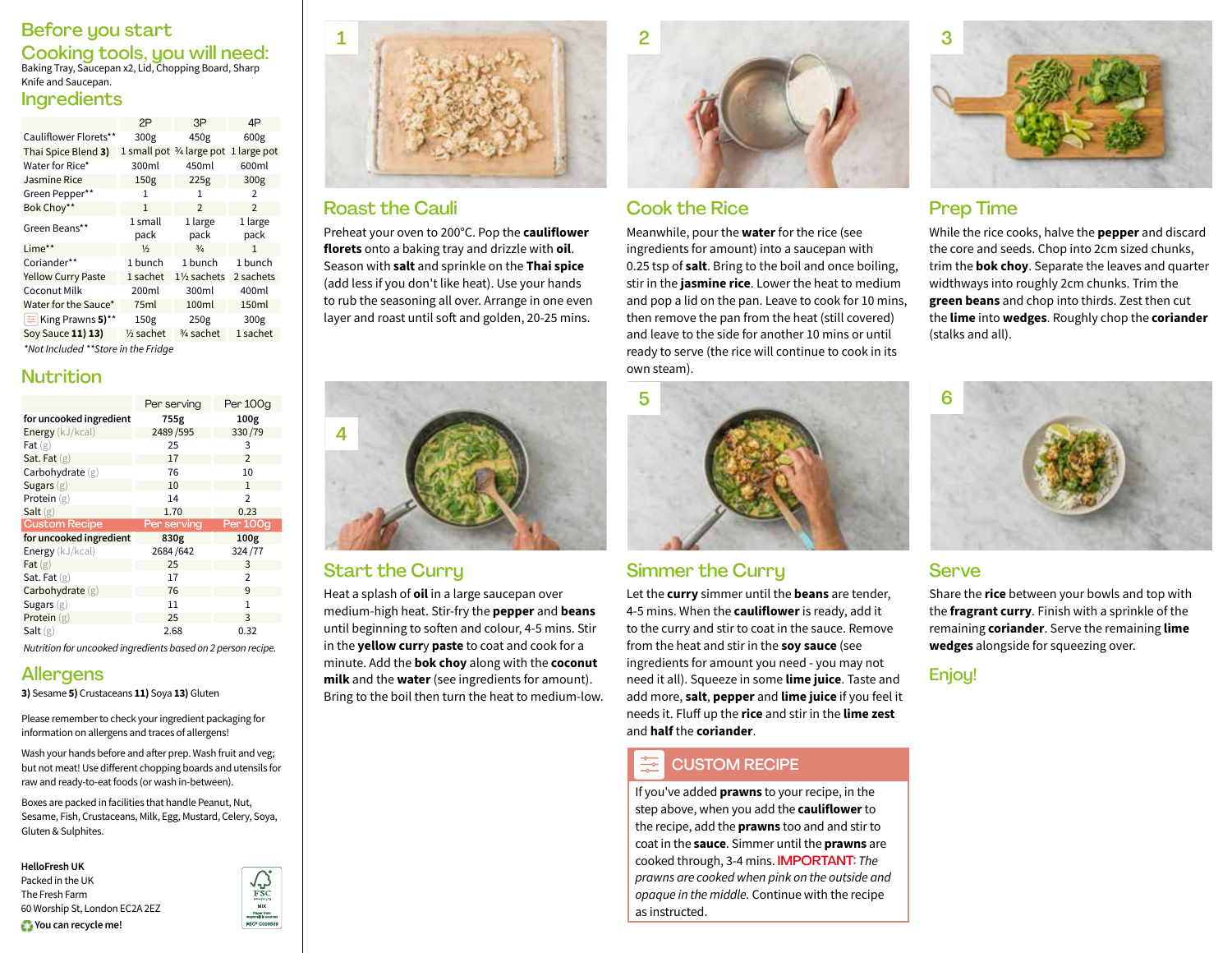## Before you start

## Cooking tools, you will need:

Baking Tray, Saucepan x2, Lid, Chopping Board, Sharp Knife and Saucepan.

## Ingredients

| | 2P | 3P | 4P |
|---|---|---|---|
| Cauliflower Florets** | 300g | 450g | 600g |
| Thai Spice Blend 3) | 1 small pot | ¾ large pot | 1 large pot |
| Water for Rice* | 300ml | 450ml | 600ml |
| Jasmine Rice | 150g | 225g | 300g |
| Green Pepper** | 1 | 1 | 2 |
| Bok Choy** | 1 | 2 | 2 |
| Green Beans** | 1 small pack | 1 large pack | 1 large pack |
| Lime** | ½ | ¾ | 1 |
| Coriander** | 1 bunch | 1 bunch | 1 bunch |
| Yellow Curry Paste | 1 sachet | 1½ sachets | 2 sachets |
| Coconut Milk | 200ml | 300ml | 400ml |
| Water for the Sauce* | 75ml | 100ml | 150ml |
| King Prawns 5)** | 150g | 250g | 300g |
| Soy Sauce 11) 13) | ½ sachet | ¾ sachet | 1 sachet |

*\*Not Included \*\*Store in the Fridge*

## Nutrition

| | Per serving | Per 100g |
|---|---|---|
| **for uncooked ingredient** | **755g** | **100g** |
| Energy (kJ/kcal) | 2489 /595 | 330 /79 |
| Fat (g) | 25 | 3 |
| Sat. Fat (g) | 17 | 2 |
| Carbohydrate (g) | 76 | 10 |
| Sugars (g) | 10 | 1 |
| Protein (g) | 14 | 2 |
| Salt (g) | 1.70 | 0.23 |
| Custom Recipe | Per serving | Per 100g |
| **for uncooked ingredient** | **830g** | **100g** |
| Energy (kJ/kcal) | 2684 /642 | 324 /77 |
| Fat (g) | 25 | 3 |
| Sat. Fat (g) | 17 | 2 |
| Carbohydrate (g) | 76 | 9 |
| Sugars (g) | 11 | 1 |
| Protein (g) | 25 | 3 |
| Salt (g) | 2.68 | 0.32 |

*Nutrition for uncooked ingredients based on 2 person recipe.*

## Allergens

**3)** Sesame **5)** Crustaceans **11)** Soya **13)** Gluten

Please remember to check your ingredient packaging for information on allergens and traces of allergens!

Wash your hands before and after prep. Wash fruit and veg; but not meat! Use different chopping boards and utensils for raw and ready-to-eat foods (or wash in-between).

Boxes are packed in facilities that handle Peanut, Nut, Sesame, Fish, Crustaceans, Milk, Egg, Mustard, Celery, Soya, Gluten & Sulphites.

**HelloFresh UK**
Packed in the UK
The Fresh Farm
60 Worship St, London EC2A 2EZ

**You can recycle me!**

## 1 Roast the Cauli

Preheat your oven to 200°C. Pop the **cauliflower florets** onto a baking tray and drizzle with **oil**. Season with **salt** and sprinkle on the **Thai spice** (add less if you don't like heat). Use your hands to rub the seasoning all over. Arrange in one even layer and roast until soft and golden, 20-25 mins.

## 2 Cook the Rice

Meanwhile, pour the **water** for the rice (see ingredients for amount) into a saucepan with 0.25 tsp of **salt**. Bring to the boil and once boiling, stir in the **jasmine rice**. Lower the heat to medium and pop a lid on the pan. Leave to cook for 10 mins, then remove the pan from the heat (still covered) and leave to the side for another 10 mins or until ready to serve (the rice will continue to cook in its own steam).

## 3 Prep Time

While the rice cooks, halve the **pepper** and discard the core and seeds. Chop into 2cm sized chunks, trim the **bok choy**. Separate the leaves and quarter widthways into roughly 2cm chunks. Trim the **green beans** and chop into thirds. Zest then cut the **lime** into **wedges**. Roughly chop the **coriander** (stalks and all).

## 4 Start the Curry

Heat a splash of **oil** in a large saucepan over medium-high heat. Stir-fry the **pepper** and **beans** until beginning to soften and colour, 4-5 mins. Stir in the **yellow curry paste** to coat and cook for a minute. Add the **bok choy** along with the **coconut milk** and the **water** (see ingredients for amount). Bring to the boil then turn the heat to medium-low.

## 5 Simmer the Curry

Let the **curry** simmer until the **beans** are tender, 4-5 mins. When the **cauliflower** is ready, add it to the curry and stir to coat in the sauce. Remove from the heat and stir in the **soy sauce** (see ingredients for amount you need - you may not need it all). Squeeze in some **lime juice**. Taste and add more, **salt**, **pepper** and **lime juice** if you feel it needs it. Fluff up the **rice** and stir in the **lime zest** and **half** the **coriander**.

### CUSTOM RECIPE

If you've added **prawns** to your recipe, in the step above, when you add the **cauliflower** to the recipe, add the **prawns** too and and stir to coat in the **sauce**. Simmer until the **prawns** are cooked through, 3-4 mins. **IMPORTANT:** *The prawns are cooked when pink on the outside and opaque in the middle.* Continue with the recipe as instructed.

## 6 Serve

Share the **rice** between your bowls and top with the **fragrant curry**. Finish with a sprinkle of the remaining **coriander**. Serve the remaining **lime wedges** alongside for squeezing over.

**Enjoy!**